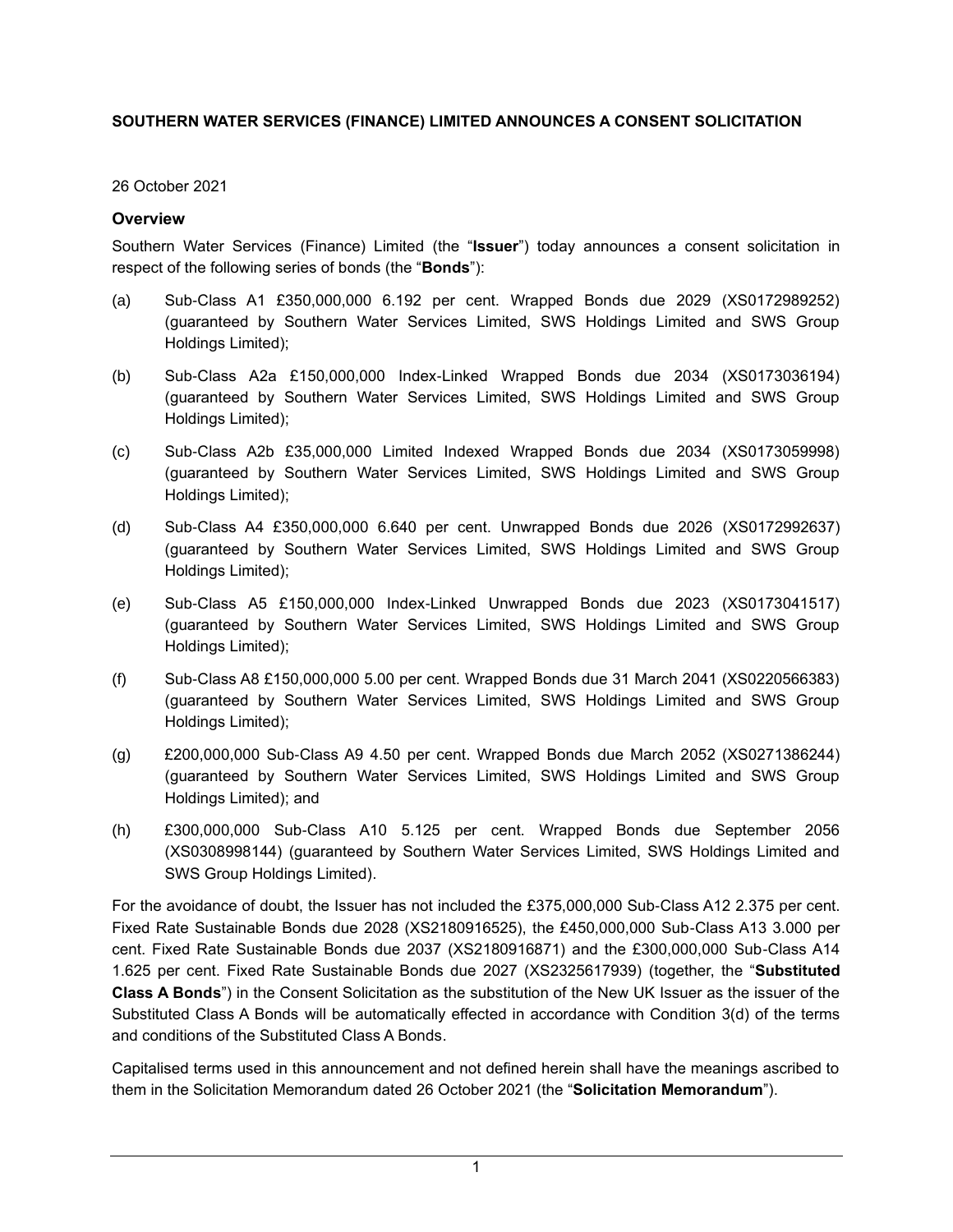**SOUTHERN WATER SERVICES (FINANCE) LIMITED ANNOUNCES A CONSENT SOLICITATION**

26 October 2021

## Overview

Southern Water Services (Finance) Limited (the "**Issuer**") today announces a consent solicitation in respect of the following series of bonds (the "**Bonds**"):

(a) Sub-Class A1 £350,000,000 6.192 per cent. Wrapped Bonds due 2029 (XS0172989252) (guaranteed by Southern Water Services Limited, SWS Holdings Limited and SWS Group Holdings Limited);

(b) Sub-Class A2a £150,000,000 Index-Linked Wrapped Bonds due 2034 (XS0173036194) (guaranteed by Southern Water Services Limited, SWS Holdings Limited and SWS Group Holdings Limited);

(c) Sub-Class A2b £35,000,000 Limited Indexed Wrapped Bonds due 2034 (XS0173059998) (guaranteed by Southern Water Services Limited, SWS Holdings Limited and SWS Group Holdings Limited);

(d) Sub-Class A4 £350,000,000 6.640 per cent. Unwrapped Bonds due 2026 (XS0172992637) (guaranteed by Southern Water Services Limited, SWS Holdings Limited and SWS Group Holdings Limited);

(e) Sub-Class A5 £150,000,000 Index-Linked Unwrapped Bonds due 2023 (XS0173041517) (guaranteed by Southern Water Services Limited, SWS Holdings Limited and SWS Group Holdings Limited);

(f) Sub-Class A8 £150,000,000 5.00 per cent. Wrapped Bonds due 31 March 2041 (XS0220566383) (guaranteed by Southern Water Services Limited, SWS Holdings Limited and SWS Group Holdings Limited);

(g) £200,000,000 Sub-Class A9 4.50 per cent. Wrapped Bonds due March 2052 (XS0271386244) (guaranteed by Southern Water Services Limited, SWS Holdings Limited and SWS Group Holdings Limited); and

(h) £300,000,000 Sub-Class A10 5.125 per cent. Wrapped Bonds due September 2056 (XS0308998144) (guaranteed by Southern Water Services Limited, SWS Holdings Limited and SWS Group Holdings Limited).

For the avoidance of doubt, the Issuer has not included the £375,000,000 Sub-Class A12 2.375 per cent. Fixed Rate Sustainable Bonds due 2028 (XS2180916525), the £450,000,000 Sub-Class A13 3.000 per cent. Fixed Rate Sustainable Bonds due 2037 (XS2180916871) and the £300,000,000 Sub-Class A14 1.625 per cent. Fixed Rate Sustainable Bonds due 2027 (XS2325617939) (together, the "**Substituted Class A Bonds**") in the Consent Solicitation as the substitution of the New UK Issuer as the issuer of the Substituted Class A Bonds will be automatically effected in accordance with Condition 3(d) of the terms and conditions of the Substituted Class A Bonds.

Capitalised terms used in this announcement and not defined herein shall have the meanings ascribed to them in the Solicitation Memorandum dated 26 October 2021 (the "**Solicitation Memorandum**").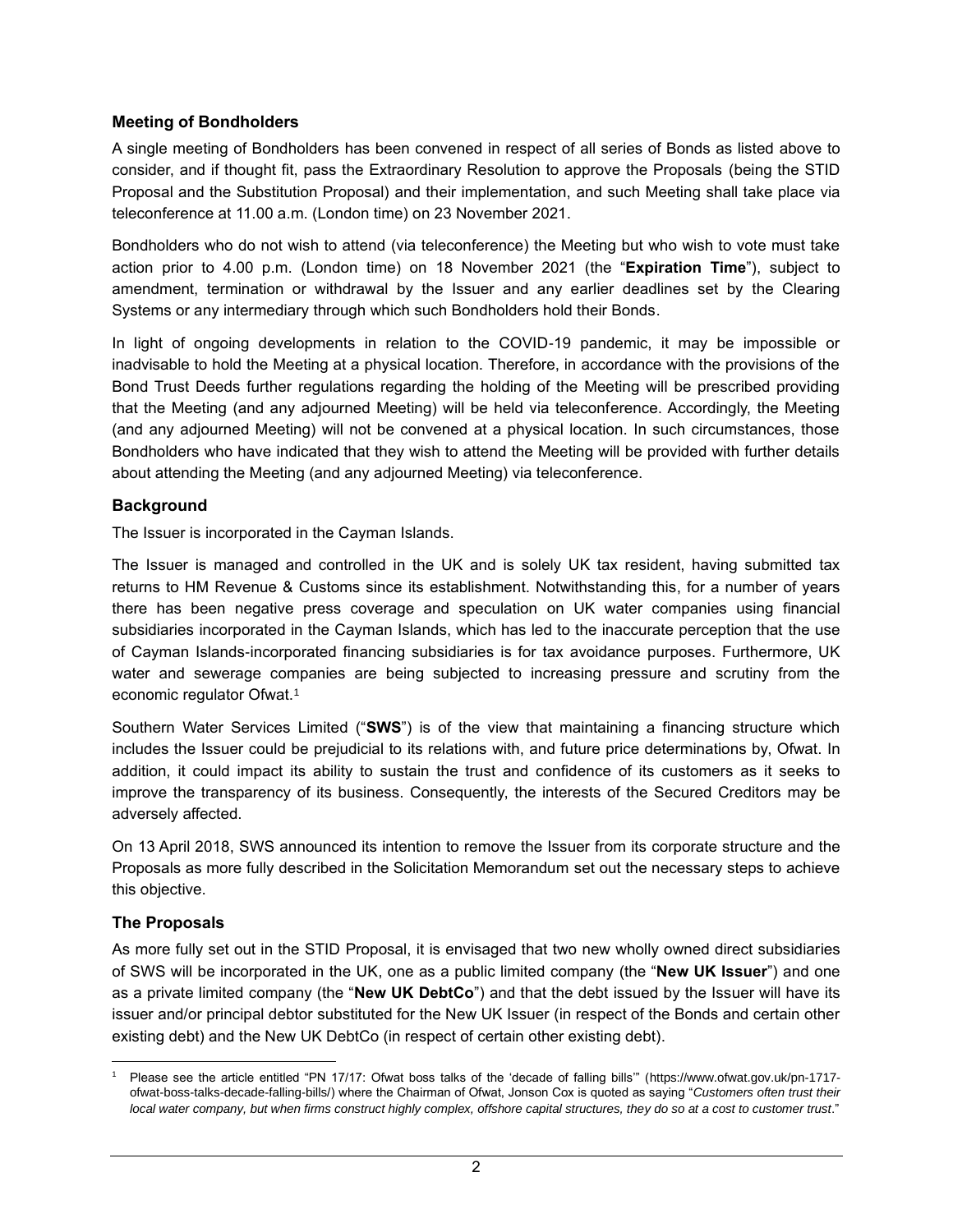### Meeting of Bondholders

A single meeting of Bondholders has been convened in respect of all series of Bonds as listed above to consider, and if thought fit, pass the Extraordinary Resolution to approve the Proposals (being the STID Proposal and the Substitution Proposal) and their implementation, and such Meeting shall take place via teleconference at 11.00 a.m. (London time) on 23 November 2021.

Bondholders who do not wish to attend (via teleconference) the Meeting but who wish to vote must take action prior to 4.00 p.m. (London time) on 18 November 2021 (the "**Expiration Time**"), subject to amendment, termination or withdrawal by the Issuer and any earlier deadlines set by the Clearing Systems or any intermediary through which such Bondholders hold their Bonds.

In light of ongoing developments in relation to the COVID-19 pandemic, it may be impossible or inadvisable to hold the Meeting at a physical location. Therefore, in accordance with the provisions of the Bond Trust Deeds further regulations regarding the holding of the Meeting will be prescribed providing that the Meeting (and any adjourned Meeting) will be held via teleconference. Accordingly, the Meeting (and any adjourned Meeting) will not be convened at a physical location. In such circumstances, those Bondholders who have indicated that they wish to attend the Meeting will be provided with further details about attending the Meeting (and any adjourned Meeting) via teleconference.

### Background

The Issuer is incorporated in the Cayman Islands.

The Issuer is managed and controlled in the UK and is solely UK tax resident, having submitted tax returns to HM Revenue & Customs since its establishment. Notwithstanding this, for a number of years there has been negative press coverage and speculation on UK water companies using financial subsidiaries incorporated in the Cayman Islands, which has led to the inaccurate perception that the use of Cayman Islands-incorporated financing subsidiaries is for tax avoidance purposes. Furthermore, UK water and sewerage companies are being subjected to increasing pressure and scrutiny from the economic regulator Ofwat.[1]

Southern Water Services Limited ("**SWS**") is of the view that maintaining a financing structure which includes the Issuer could be prejudicial to its relations with, and future price determinations by, Ofwat. In addition, it could impact its ability to sustain the trust and confidence of its customers as it seeks to improve the transparency of its business. Consequently, the interests of the Secured Creditors may be adversely affected.

On 13 April 2018, SWS announced its intention to remove the Issuer from its corporate structure and the Proposals as more fully described in the Solicitation Memorandum set out the necessary steps to achieve this objective.

### The Proposals

As more fully set out in the STID Proposal, it is envisaged that two new wholly owned direct subsidiaries of SWS will be incorporated in the UK, one as a public limited company (the "**New UK Issuer**") and one as a private limited company (the "**New UK DebtCo**") and that the debt issued by the Issuer will have its issuer and/or principal debtor substituted for the New UK Issuer (in respect of the Bonds and certain other existing debt) and the New UK DebtCo (in respect of certain other existing debt).

---

[1] Please see the article entitled "PN 17/17: Ofwat boss talks of the 'decade of falling bills'" (https://www.ofwat.gov.uk/pn-1717-ofwat-boss-talks-decade-falling-bills/) where the Chairman of Ofwat, Jonson Cox is quoted as saying "*Customers often trust their local water company, but when firms construct highly complex, offshore capital structures, they do so at a cost to customer trust*."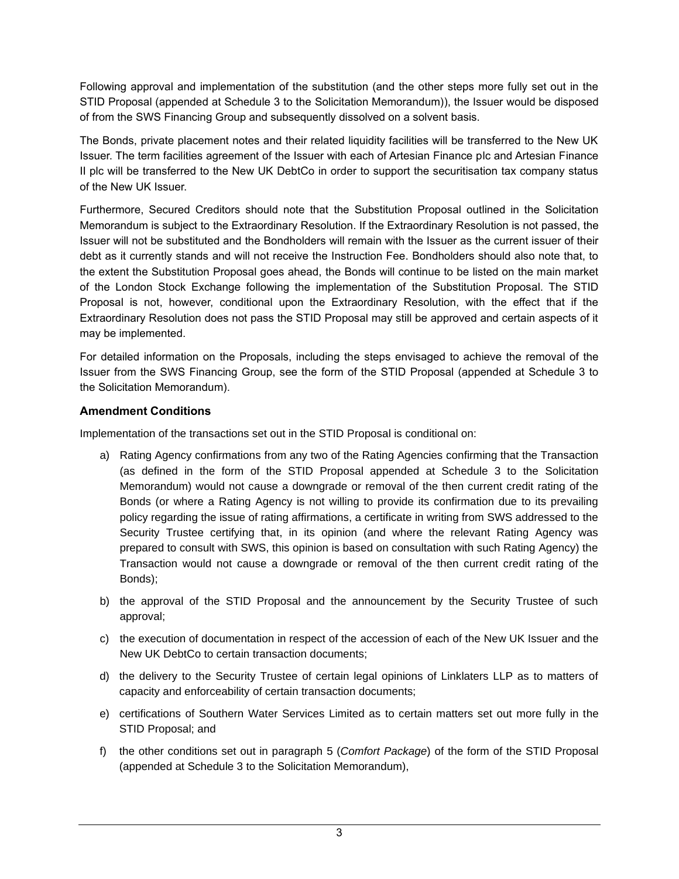Following approval and implementation of the substitution (and the other steps more fully set out in the STID Proposal (appended at Schedule 3 to the Solicitation Memorandum)), the Issuer would be disposed of from the SWS Financing Group and subsequently dissolved on a solvent basis.

The Bonds, private placement notes and their related liquidity facilities will be transferred to the New UK Issuer. The term facilities agreement of the Issuer with each of Artesian Finance plc and Artesian Finance II plc will be transferred to the New UK DebtCo in order to support the securitisation tax company status of the New UK Issuer.

Furthermore, Secured Creditors should note that the Substitution Proposal outlined in the Solicitation Memorandum is subject to the Extraordinary Resolution. If the Extraordinary Resolution is not passed, the Issuer will not be substituted and the Bondholders will remain with the Issuer as the current issuer of their debt as it currently stands and will not receive the Instruction Fee. Bondholders should also note that, to the extent the Substitution Proposal goes ahead, the Bonds will continue to be listed on the main market of the London Stock Exchange following the implementation of the Substitution Proposal. The STID Proposal is not, however, conditional upon the Extraordinary Resolution, with the effect that if the Extraordinary Resolution does not pass the STID Proposal may still be approved and certain aspects of it may be implemented.

For detailed information on the Proposals, including the steps envisaged to achieve the removal of the Issuer from the SWS Financing Group, see the form of the STID Proposal (appended at Schedule 3 to the Solicitation Memorandum).

**Amendment Conditions**

Implementation of the transactions set out in the STID Proposal is conditional on:

a) Rating Agency confirmations from any two of the Rating Agencies confirming that the Transaction (as defined in the form of the STID Proposal appended at Schedule 3 to the Solicitation Memorandum) would not cause a downgrade or removal of the then current credit rating of the Bonds (or where a Rating Agency is not willing to provide its confirmation due to its prevailing policy regarding the issue of rating affirmations, a certificate in writing from SWS addressed to the Security Trustee certifying that, in its opinion (and where the relevant Rating Agency was prepared to consult with SWS, this opinion is based on consultation with such Rating Agency) the Transaction would not cause a downgrade or removal of the then current credit rating of the Bonds);

b) the approval of the STID Proposal and the announcement by the Security Trustee of such approval;

c) the execution of documentation in respect of the accession of each of the New UK Issuer and the New UK DebtCo to certain transaction documents;

d) the delivery to the Security Trustee of certain legal opinions of Linklaters LLP as to matters of capacity and enforceability of certain transaction documents;

e) certifications of Southern Water Services Limited as to certain matters set out more fully in the STID Proposal; and

f) the other conditions set out in paragraph 5 (*Comfort Package*) of the form of the STID Proposal (appended at Schedule 3 to the Solicitation Memorandum),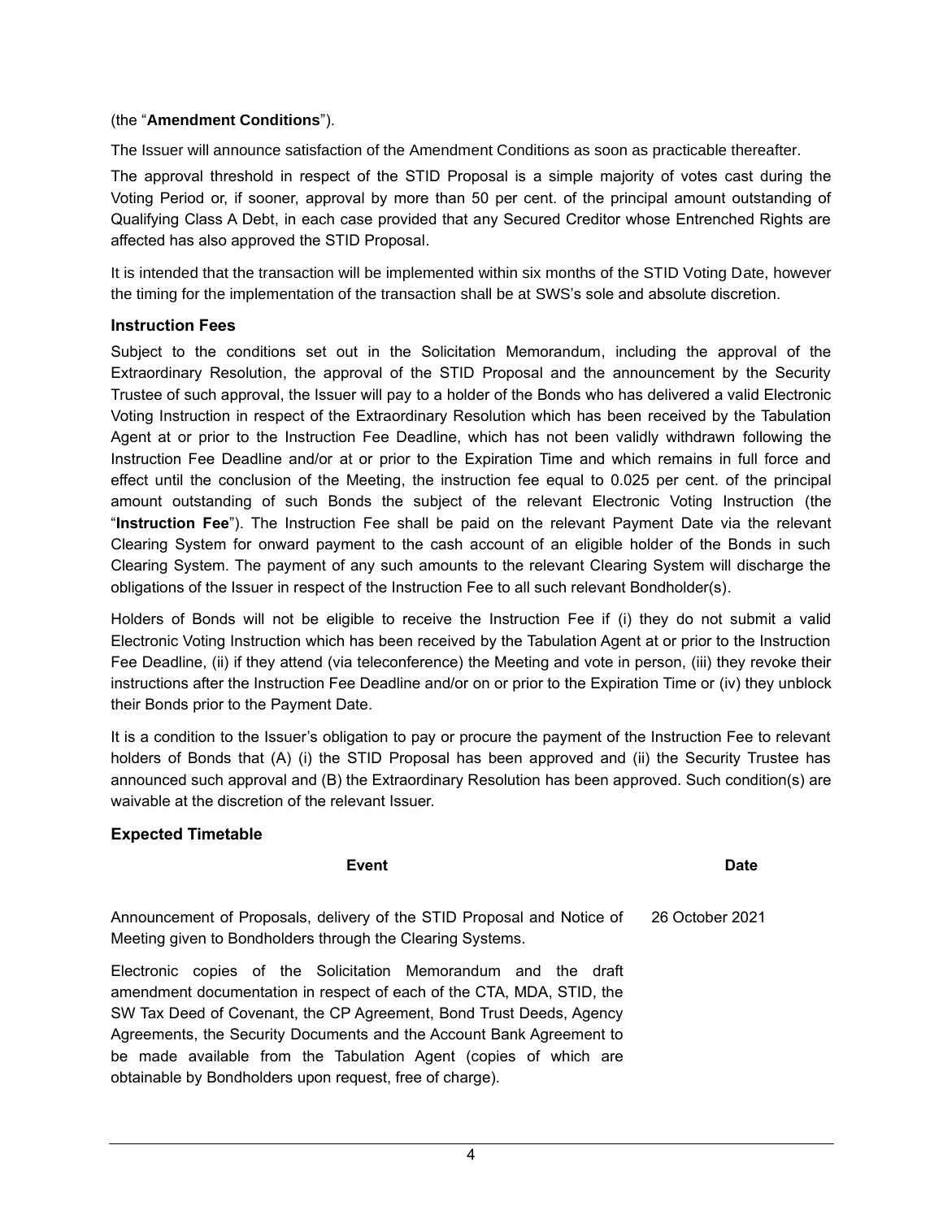(the "**Amendment Conditions**").

The Issuer will announce satisfaction of the Amendment Conditions as soon as practicable thereafter.

The approval threshold in respect of the STID Proposal is a simple majority of votes cast during the Voting Period or, if sooner, approval by more than 50 per cent. of the principal amount outstanding of Qualifying Class A Debt, in each case provided that any Secured Creditor whose Entrenched Rights are affected has also approved the STID Proposal.

It is intended that the transaction will be implemented within six months of the STID Voting Date, however the timing for the implementation of the transaction shall be at SWS's sole and absolute discretion.

### Instruction Fees

Subject to the conditions set out in the Solicitation Memorandum, including the approval of the Extraordinary Resolution, the approval of the STID Proposal and the announcement by the Security Trustee of such approval, the Issuer will pay to a holder of the Bonds who has delivered a valid Electronic Voting Instruction in respect of the Extraordinary Resolution which has been received by the Tabulation Agent at or prior to the Instruction Fee Deadline, which has not been validly withdrawn following the Instruction Fee Deadline and/or at or prior to the Expiration Time and which remains in full force and effect until the conclusion of the Meeting, the instruction fee equal to 0.025 per cent. of the principal amount outstanding of such Bonds the subject of the relevant Electronic Voting Instruction (the "**Instruction Fee**"). The Instruction Fee shall be paid on the relevant Payment Date via the relevant Clearing System for onward payment to the cash account of an eligible holder of the Bonds in such Clearing System. The payment of any such amounts to the relevant Clearing System will discharge the obligations of the Issuer in respect of the Instruction Fee to all such relevant Bondholder(s).

Holders of Bonds will not be eligible to receive the Instruction Fee if (i) they do not submit a valid Electronic Voting Instruction which has been received by the Tabulation Agent at or prior to the Instruction Fee Deadline, (ii) if they attend (via teleconference) the Meeting and vote in person, (iii) they revoke their instructions after the Instruction Fee Deadline and/or on or prior to the Expiration Time or (iv) they unblock their Bonds prior to the Payment Date.

It is a condition to the Issuer's obligation to pay or procure the payment of the Instruction Fee to relevant holders of Bonds that (A) (i) the STID Proposal has been approved and (ii) the Security Trustee has announced such approval and (B) the Extraordinary Resolution has been approved. Such condition(s) are waivable at the discretion of the relevant Issuer.

### Expected Timetable

| Event | Date |
|---|---|
| Announcement of Proposals, delivery of the STID Proposal and Notice of Meeting given to Bondholders through the Clearing Systems.<br><br>Electronic copies of the Solicitation Memorandum and the draft amendment documentation in respect of each of the CTA, MDA, STID, the SW Tax Deed of Covenant, the CP Agreement, Bond Trust Deeds, Agency Agreements, the Security Documents and the Account Bank Agreement to be made available from the Tabulation Agent (copies of which are obtainable by Bondholders upon request, free of charge). | 26 October 2021 |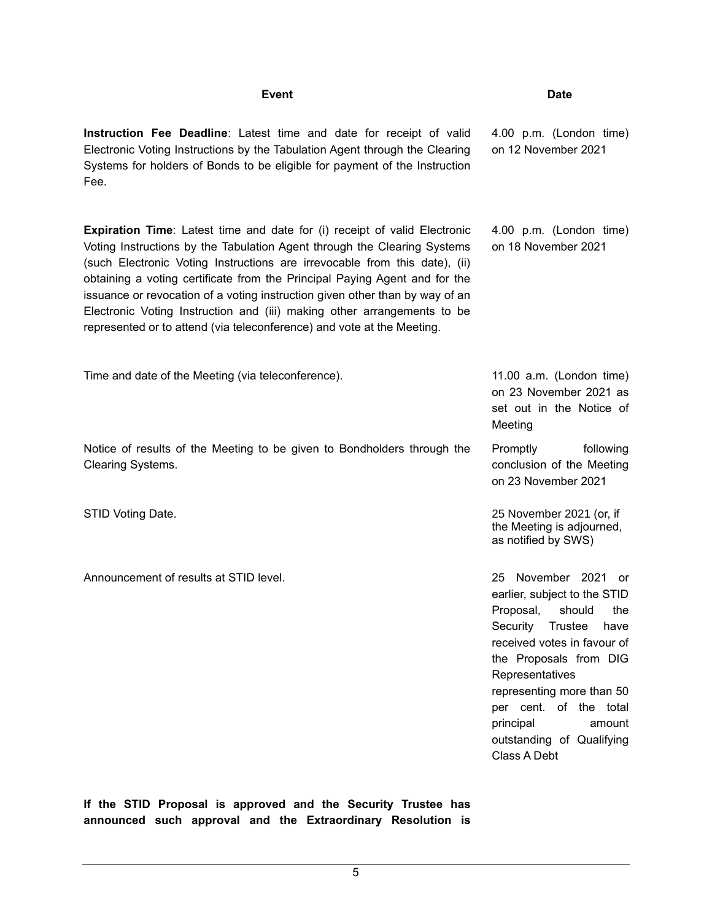| Event | Date |
| --- | --- |
| **Instruction Fee Deadline**: Latest time and date for receipt of valid Electronic Voting Instructions by the Tabulation Agent through the Clearing Systems for holders of Bonds to be eligible for payment of the Instruction Fee. | 4.00 p.m. (London time) on 12 November 2021 |
| **Expiration Time**: Latest time and date for (i) receipt of valid Electronic Voting Instructions by the Tabulation Agent through the Clearing Systems (such Electronic Voting Instructions are irrevocable from this date), (ii) obtaining a voting certificate from the Principal Paying Agent and for the issuance or revocation of a voting instruction given other than by way of an Electronic Voting Instruction and (iii) making other arrangements to be represented or to attend (via teleconference) and vote at the Meeting. | 4.00 p.m. (London time) on 18 November 2021 |
| Time and date of the Meeting (via teleconference). | 11.00 a.m. (London time) on 23 November 2021 as set out in the Notice of Meeting |
| Notice of results of the Meeting to be given to Bondholders through the Clearing Systems. | Promptly following conclusion of the Meeting on 23 November 2021 |
| STID Voting Date. | 25 November 2021 (or, if the Meeting is adjourned, as notified by SWS) |
| Announcement of results at STID level. | 25 November 2021 or earlier, subject to the STID Proposal, should the Security Trustee have received votes in favour of the Proposals from DIG Representatives representing more than 50 per cent. of the total principal amount outstanding of Qualifying Class A Debt |

**If the STID Proposal is approved and the Security Trustee has announced such approval and the Extraordinary Resolution is**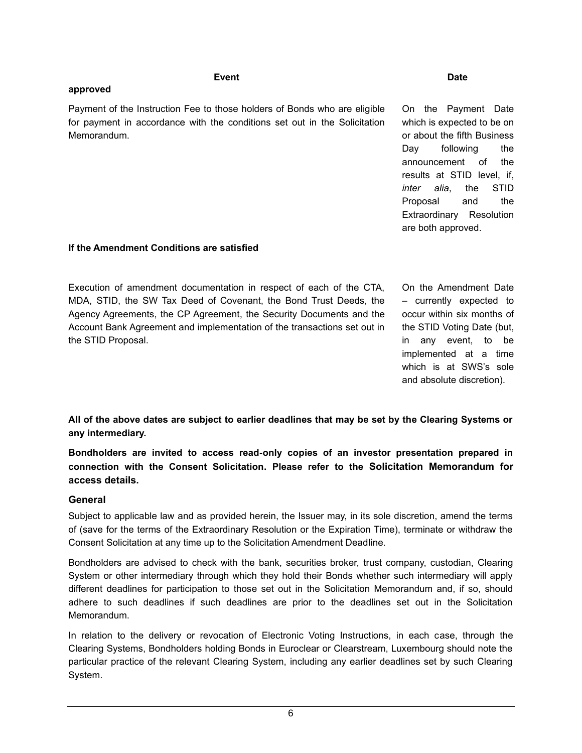| Event | Date |
|---|---|
| **approved** | |
| Payment of the Instruction Fee to those holders of Bonds who are eligible for payment in accordance with the conditions set out in the Solicitation Memorandum. | On the Payment Date which is expected to be on or about the fifth Business Day following the announcement of the results at STID level, if, *inter alia*, the STID Proposal and the Extraordinary Resolution are both approved. |
| **If the Amendment Conditions are satisfied** | |
| Execution of amendment documentation in respect of each of the CTA, MDA, STID, the SW Tax Deed of Covenant, the Bond Trust Deeds, the Agency Agreements, the CP Agreement, the Security Documents and the Account Bank Agreement and implementation of the transactions set out in the STID Proposal. | On the Amendment Date – currently expected to occur within six months of the STID Voting Date (but, in any event, to be implemented at a time which is at SWS's sole and absolute discretion). |

**All of the above dates are subject to earlier deadlines that may be set by the Clearing Systems or any intermediary.**

**Bondholders are invited to access read-only copies of an investor presentation prepared in connection with the Consent Solicitation. Please refer to the Solicitation Memorandum for access details.**

## General

Subject to applicable law and as provided herein, the Issuer may, in its sole discretion, amend the terms of (save for the terms of the Extraordinary Resolution or the Expiration Time), terminate or withdraw the Consent Solicitation at any time up to the Solicitation Amendment Deadline.

Bondholders are advised to check with the bank, securities broker, trust company, custodian, Clearing System or other intermediary through which they hold their Bonds whether such intermediary will apply different deadlines for participation to those set out in the Solicitation Memorandum and, if so, should adhere to such deadlines if such deadlines are prior to the deadlines set out in the Solicitation Memorandum.

In relation to the delivery or revocation of Electronic Voting Instructions, in each case, through the Clearing Systems, Bondholders holding Bonds in Euroclear or Clearstream, Luxembourg should note the particular practice of the relevant Clearing System, including any earlier deadlines set by such Clearing System.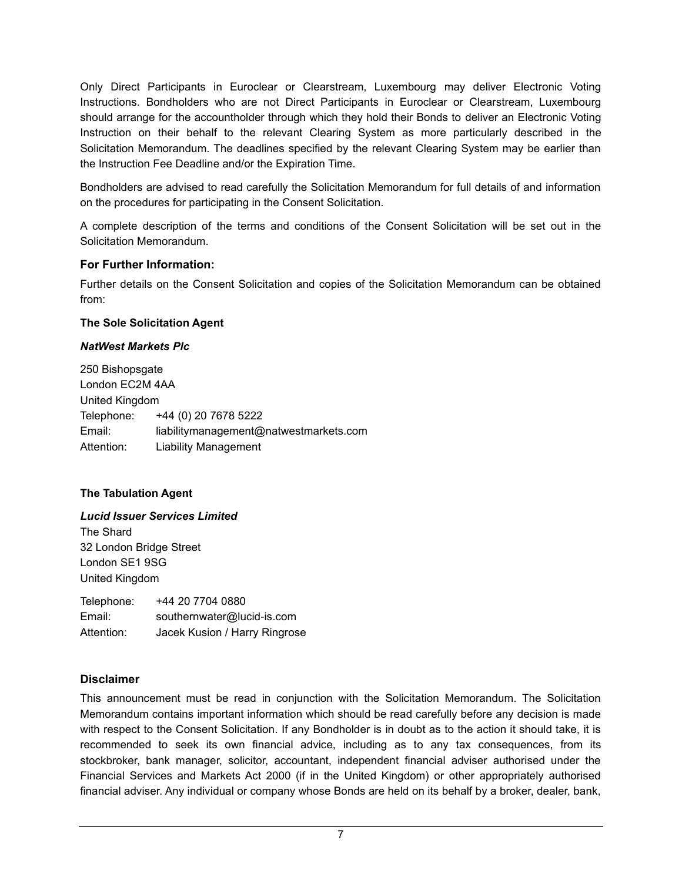Only Direct Participants in Euroclear or Clearstream, Luxembourg may deliver Electronic Voting Instructions. Bondholders who are not Direct Participants in Euroclear or Clearstream, Luxembourg should arrange for the accountholder through which they hold their Bonds to deliver an Electronic Voting Instruction on their behalf to the relevant Clearing System as more particularly described in the Solicitation Memorandum. The deadlines specified by the relevant Clearing System may be earlier than the Instruction Fee Deadline and/or the Expiration Time.

Bondholders are advised to read carefully the Solicitation Memorandum for full details of and information on the procedures for participating in the Consent Solicitation.

A complete description of the terms and conditions of the Consent Solicitation will be set out in the Solicitation Memorandum.

### For Further Information:

Further details on the Consent Solicitation and copies of the Solicitation Memorandum can be obtained from:

**The Sole Solicitation Agent**

***NatWest Markets Plc***

250 Bishopsgate
London EC2M 4AA
United Kingdom
Telephone: +44 (0) 20 7678 5222
Email: liabilitymanagement@natwestmarkets.com
Attention: Liability Management

**The Tabulation Agent**

***Lucid Issuer Services Limited***
The Shard
32 London Bridge Street
London SE1 9SG
United Kingdom

Telephone: +44 20 7704 0880
Email: southernwater@lucid-is.com
Attention: Jacek Kusion / Harry Ringrose

### Disclaimer

This announcement must be read in conjunction with the Solicitation Memorandum. The Solicitation Memorandum contains important information which should be read carefully before any decision is made with respect to the Consent Solicitation. If any Bondholder is in doubt as to the action it should take, it is recommended to seek its own financial advice, including as to any tax consequences, from its stockbroker, bank manager, solicitor, accountant, independent financial adviser authorised under the Financial Services and Markets Act 2000 (if in the United Kingdom) or other appropriately authorised financial adviser. Any individual or company whose Bonds are held on its behalf by a broker, dealer, bank,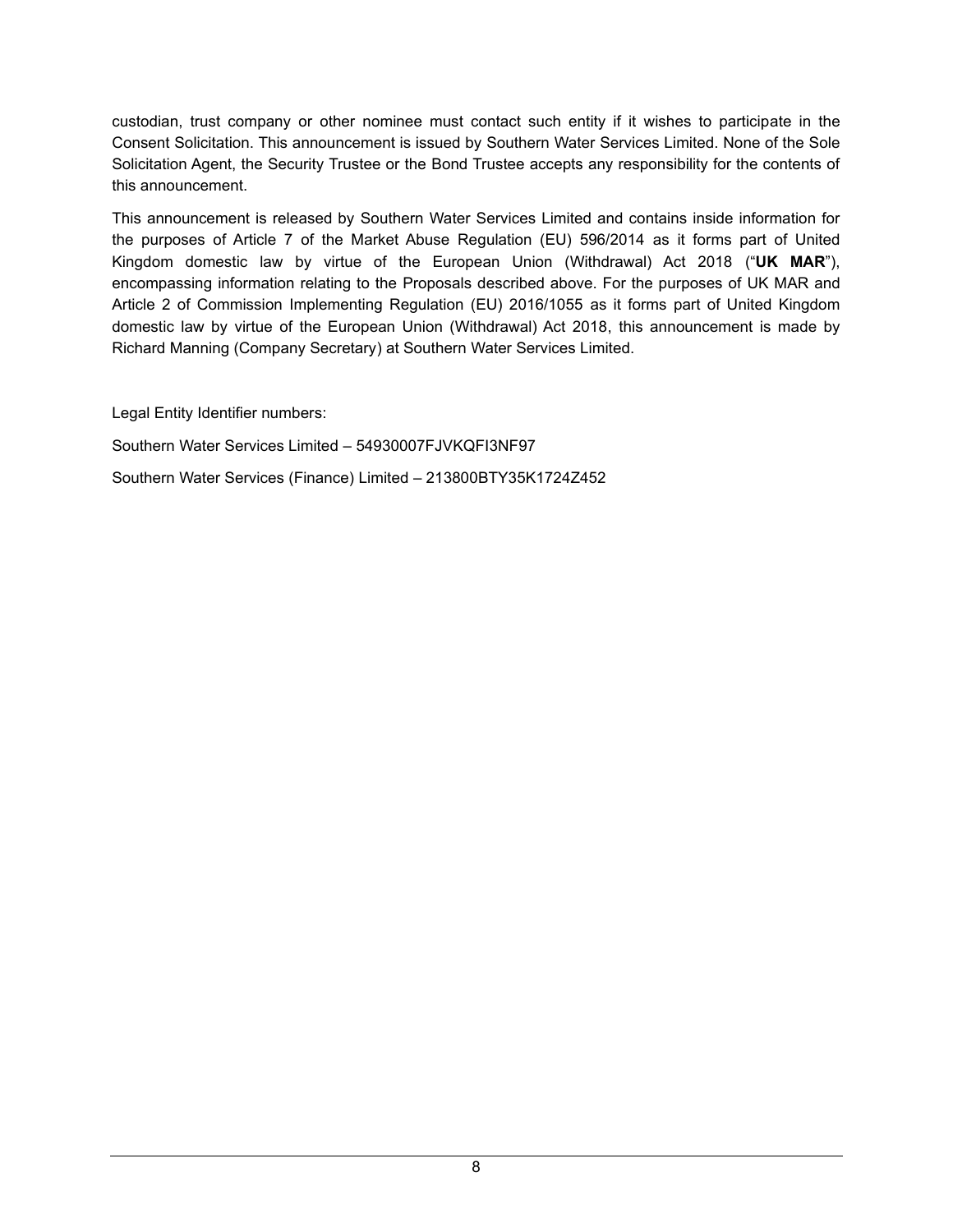custodian, trust company or other nominee must contact such entity if it wishes to participate in the Consent Solicitation. This announcement is issued by Southern Water Services Limited. None of the Sole Solicitation Agent, the Security Trustee or the Bond Trustee accepts any responsibility for the contents of this announcement.

This announcement is released by Southern Water Services Limited and contains inside information for the purposes of Article 7 of the Market Abuse Regulation (EU) 596/2014 as it forms part of United Kingdom domestic law by virtue of the European Union (Withdrawal) Act 2018 ("**UK MAR**"), encompassing information relating to the Proposals described above. For the purposes of UK MAR and Article 2 of Commission Implementing Regulation (EU) 2016/1055 as it forms part of United Kingdom domestic law by virtue of the European Union (Withdrawal) Act 2018, this announcement is made by Richard Manning (Company Secretary) at Southern Water Services Limited.

Legal Entity Identifier numbers:

Southern Water Services Limited – 54930007FJVKQFI3NF97

Southern Water Services (Finance) Limited – 213800BTY35K1724Z452